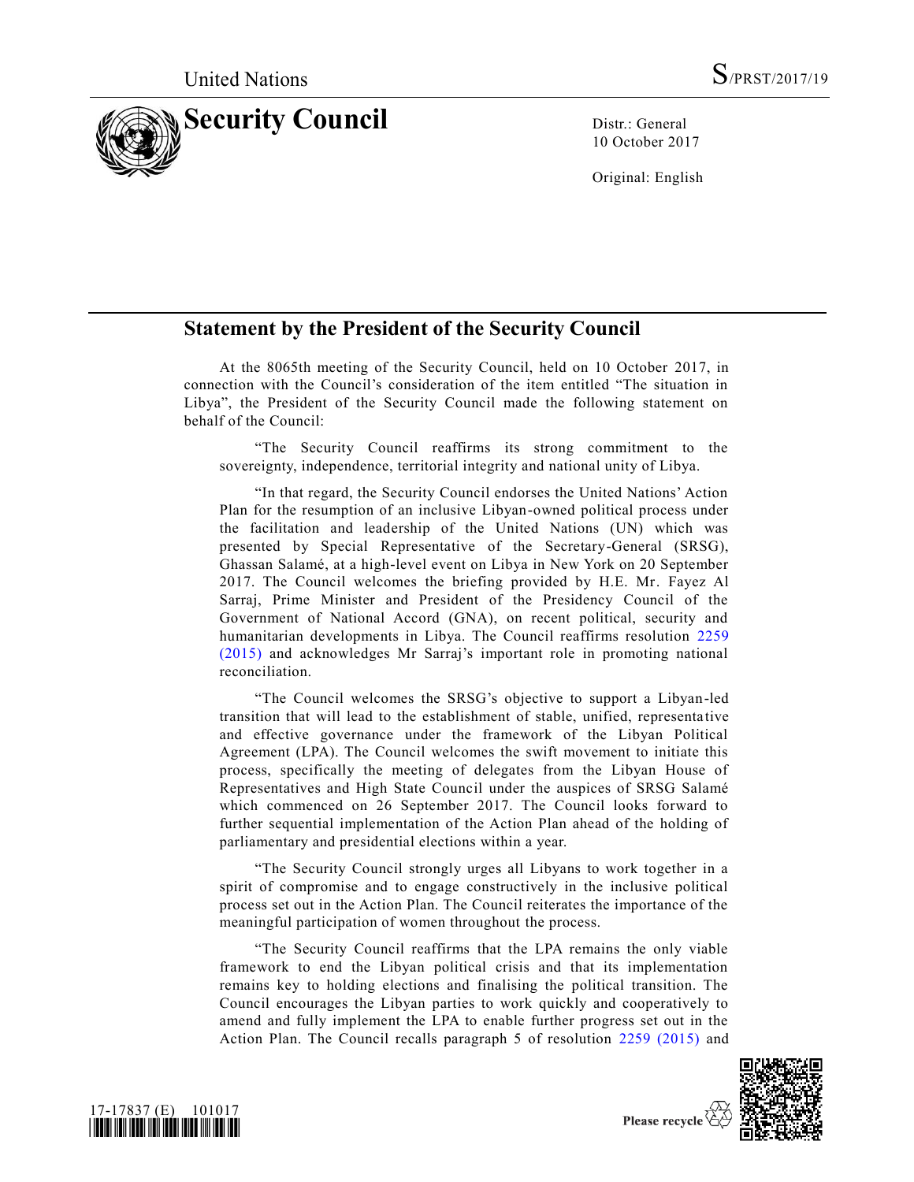United Nations S/PRST/2017/19

# Security Council

Distr.: General
10 October 2017

Original: English

## Statement by the President of the Security Council

At the 8065th meeting of the Security Council, held on 10 October 2017, in connection with the Council's consideration of the item entitled "The situation in Libya", the President of the Security Council made the following statement on behalf of the Council:

"The Security Council reaffirms its strong commitment to the sovereignty, independence, territorial integrity and national unity of Libya.

"In that regard, the Security Council endorses the United Nations' Action Plan for the resumption of an inclusive Libyan-owned political process under the facilitation and leadership of the United Nations (UN) which was presented by Special Representative of the Secretary-General (SRSG), Ghassan Salamé, at a high-level event on Libya in New York on 20 September 2017. The Council welcomes the briefing provided by H.E. Mr. Fayez Al Sarraj, Prime Minister and President of the Presidency Council of the Government of National Accord (GNA), on recent political, security and humanitarian developments in Libya. The Council reaffirms resolution 2259 (2015) and acknowledges Mr Sarraj's important role in promoting national reconciliation.

"The Council welcomes the SRSG's objective to support a Libyan-led transition that will lead to the establishment of stable, unified, representative and effective governance under the framework of the Libyan Political Agreement (LPA). The Council welcomes the swift movement to initiate this process, specifically the meeting of delegates from the Libyan House of Representatives and High State Council under the auspices of SRSG Salamé which commenced on 26 September 2017. The Council looks forward to further sequential implementation of the Action Plan ahead of the holding of parliamentary and presidential elections within a year.

"The Security Council strongly urges all Libyans to work together in a spirit of compromise and to engage constructively in the inclusive political process set out in the Action Plan. The Council reiterates the importance of the meaningful participation of women throughout the process.

"The Security Council reaffirms that the LPA remains the only viable framework to end the Libyan political crisis and that its implementation remains key to holding elections and finalising the political transition. The Council encourages the Libyan parties to work quickly and cooperatively to amend and fully implement the LPA to enable further progress set out in the Action Plan. The Council recalls paragraph 5 of resolution 2259 (2015) and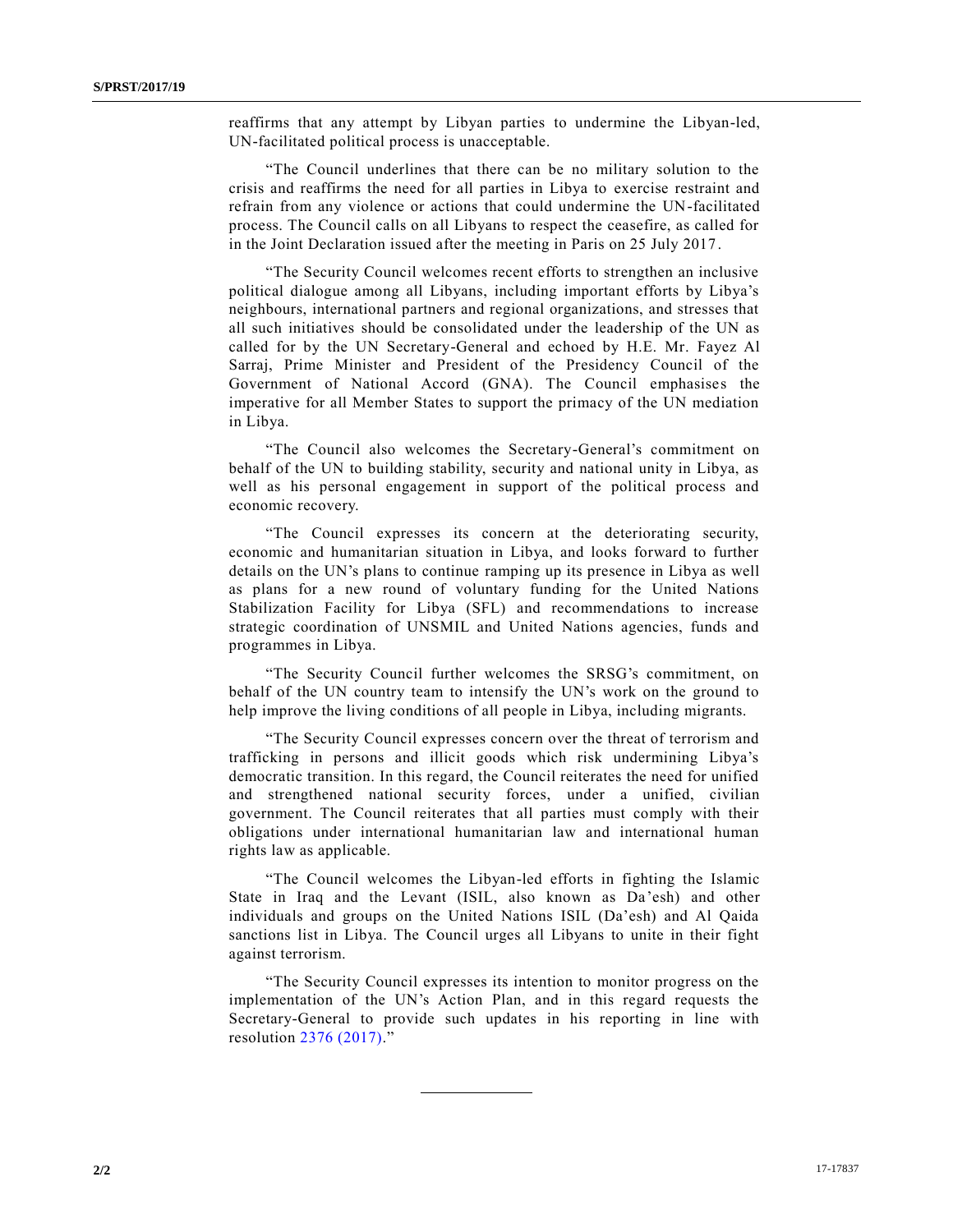reaffirms that any attempt by Libyan parties to undermine the Libyan-led, UN-facilitated political process is unacceptable.

"The Council underlines that there can be no military solution to the crisis and reaffirms the need for all parties in Libya to exercise restraint and refrain from any violence or actions that could undermine the UN-facilitated process. The Council calls on all Libyans to respect the ceasefire, as called for in the Joint Declaration issued after the meeting in Paris on 25 July 2017.

"The Security Council welcomes recent efforts to strengthen an inclusive political dialogue among all Libyans, including important efforts by Libya's neighbours, international partners and regional organizations, and stresses that all such initiatives should be consolidated under the leadership of the UN as called for by the UN Secretary-General and echoed by H.E. Mr. Fayez Al Sarraj, Prime Minister and President of the Presidency Council of the Government of National Accord (GNA). The Council emphasises the imperative for all Member States to support the primacy of the UN mediation in Libya.

"The Council also welcomes the Secretary-General's commitment on behalf of the UN to building stability, security and national unity in Libya, as well as his personal engagement in support of the political process and economic recovery.

"The Council expresses its concern at the deteriorating security, economic and humanitarian situation in Libya, and looks forward to further details on the UN's plans to continue ramping up its presence in Libya as well as plans for a new round of voluntary funding for the United Nations Stabilization Facility for Libya (SFL) and recommendations to increase strategic coordination of UNSMIL and United Nations agencies, funds and programmes in Libya.

"The Security Council further welcomes the SRSG's commitment, on behalf of the UN country team to intensify the UN's work on the ground to help improve the living conditions of all people in Libya, including migrants.

"The Security Council expresses concern over the threat of terrorism and trafficking in persons and illicit goods which risk undermining Libya's democratic transition. In this regard, the Council reiterates the need for unified and strengthened national security forces, under a unified, civilian government. The Council reiterates that all parties must comply with their obligations under international humanitarian law and international human rights law as applicable.

"The Council welcomes the Libyan-led efforts in fighting the Islamic State in Iraq and the Levant (ISIL, also known as Da'esh) and other individuals and groups on the United Nations ISIL (Da'esh) and Al Qaida sanctions list in Libya. The Council urges all Libyans to unite in their fight against terrorism.

"The Security Council expresses its intention to monitor progress on the implementation of the UN's Action Plan, and in this regard requests the Secretary-General to provide such updates in his reporting in line with resolution 2376 (2017)."